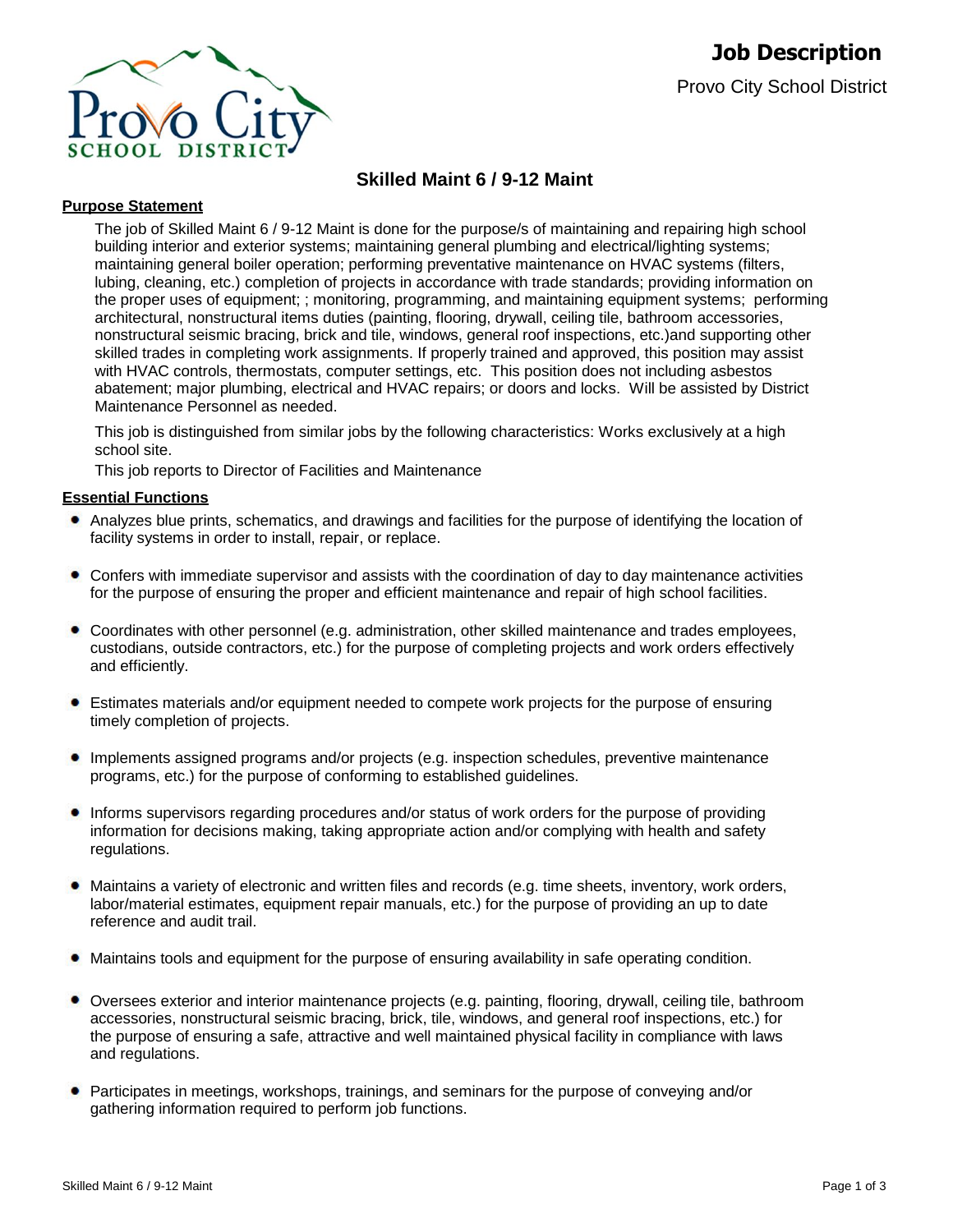# Job Description

Provo City School District

## Skilled Maint 6 / 9-12 Maint

### Purpose Statement

The job of Skilled Maint 6 / 9-12 Maint is done for the purpose/s of maintaining and repairing high school building interior and exterior systems; maintaining general plumbing and electrical/lighting systems; maintaining general boiler operation; performing preventative maintenance on HVAC systems (filters, lubing, cleaning, etc.) completion of projects in accordance with trade standards; providing information on the proper uses of equipment; ; monitoring, programming, and maintaining equipment systems; performing architectural, nonstructural items duties (painting, flooring, drywall, ceiling tile, bathroom accessories, nonstructural seismic bracing, brick and tile, windows, general roof inspections, etc.)and supporting other skilled trades in completing work assignments. If properly trained and approved, this position may assist with HVAC controls, thermostats, computer settings, etc. This position does not including asbestos abatement; major plumbing, electrical and HVAC repairs; or doors and locks. Will be assisted by District Maintenance Personnel as needed.

This job is distinguished from similar jobs by the following characteristics: Works exclusively at a high school site.

This job reports to Director of Facilities and Maintenance

### Essential Functions

- Analyzes blue prints, schematics, and drawings and facilities for the purpose of identifying the location of facility systems in order to install, repair, or replace.
- Confers with immediate supervisor and assists with the coordination of day to day maintenance activities for the purpose of ensuring the proper and efficient maintenance and repair of high school facilities.
- Coordinates with other personnel (e.g. administration, other skilled maintenance and trades employees, custodians, outside contractors, etc.) for the purpose of completing projects and work orders effectively and efficiently.
- Estimates materials and/or equipment needed to compete work projects for the purpose of ensuring timely completion of projects.
- Implements assigned programs and/or projects (e.g. inspection schedules, preventive maintenance programs, etc.) for the purpose of conforming to established guidelines.
- Informs supervisors regarding procedures and/or status of work orders for the purpose of providing information for decisions making, taking appropriate action and/or complying with health and safety regulations.
- Maintains a variety of electronic and written files and records (e.g. time sheets, inventory, work orders, labor/material estimates, equipment repair manuals, etc.) for the purpose of providing an up to date reference and audit trail.
- Maintains tools and equipment for the purpose of ensuring availability in safe operating condition.
- Oversees exterior and interior maintenance projects (e.g. painting, flooring, drywall, ceiling tile, bathroom accessories, nonstructural seismic bracing, brick, tile, windows, and general roof inspections, etc.) for the purpose of ensuring a safe, attractive and well maintained physical facility in compliance with laws and regulations.
- Participates in meetings, workshops, trainings, and seminars for the purpose of conveying and/or gathering information required to perform job functions.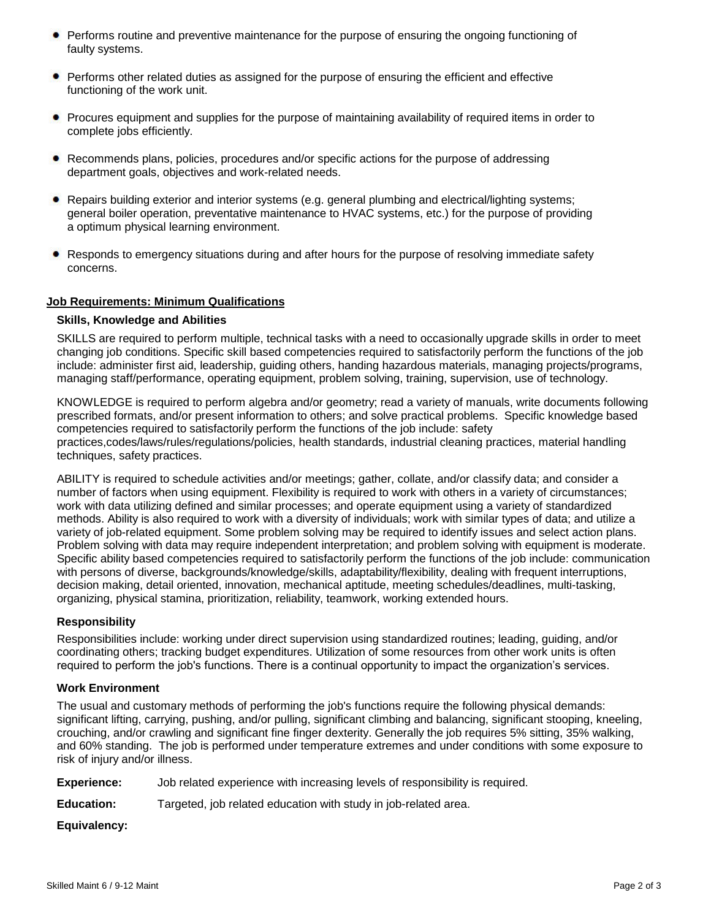- Performs routine and preventive maintenance for the purpose of ensuring the ongoing functioning of faulty systems.
- Performs other related duties as assigned for the purpose of ensuring the efficient and effective functioning of the work unit.
- Procures equipment and supplies for the purpose of maintaining availability of required items in order to complete jobs efficiently.
- Recommends plans, policies, procedures and/or specific actions for the purpose of addressing department goals, objectives and work-related needs.
- Repairs building exterior and interior systems (e.g. general plumbing and electrical/lighting systems; general boiler operation, preventative maintenance to HVAC systems, etc.) for the purpose of providing a optimum physical learning environment.
- Responds to emergency situations during and after hours for the purpose of resolving immediate safety concerns.

## Job Requirements: Minimum Qualifications

### Skills, Knowledge and Abilities

SKILLS are required to perform multiple, technical tasks with a need to occasionally upgrade skills in order to meet changing job conditions. Specific skill based competencies required to satisfactorily perform the functions of the job include: administer first aid, leadership, guiding others, handing hazardous materials, managing projects/programs, managing staff/performance, operating equipment, problem solving, training, supervision, use of technology.

KNOWLEDGE is required to perform algebra and/or geometry; read a variety of manuals, write documents following prescribed formats, and/or present information to others; and solve practical problems. Specific knowledge based competencies required to satisfactorily perform the functions of the job include: safety practices,codes/laws/rules/regulations/policies, health standards, industrial cleaning practices, material handling techniques, safety practices.

ABILITY is required to schedule activities and/or meetings; gather, collate, and/or classify data; and consider a number of factors when using equipment. Flexibility is required to work with others in a variety of circumstances; work with data utilizing defined and similar processes; and operate equipment using a variety of standardized methods. Ability is also required to work with a diversity of individuals; work with similar types of data; and utilize a variety of job-related equipment. Some problem solving may be required to identify issues and select action plans. Problem solving with data may require independent interpretation; and problem solving with equipment is moderate. Specific ability based competencies required to satisfactorily perform the functions of the job include: communication with persons of diverse, backgrounds/knowledge/skills, adaptability/flexibility, dealing with frequent interruptions, decision making, detail oriented, innovation, mechanical aptitude, meeting schedules/deadlines, multi-tasking, organizing, physical stamina, prioritization, reliability, teamwork, working extended hours.

### Responsibility

Responsibilities include: working under direct supervision using standardized routines; leading, guiding, and/or coordinating others; tracking budget expenditures. Utilization of some resources from other work units is often required to perform the job's functions. There is a continual opportunity to impact the organization's services.

### Work Environment

The usual and customary methods of performing the job's functions require the following physical demands: significant lifting, carrying, pushing, and/or pulling, significant climbing and balancing, significant stooping, kneeling, crouching, and/or crawling and significant fine finger dexterity. Generally the job requires 5% sitting, 35% walking, and 60% standing. The job is performed under temperature extremes and under conditions with some exposure to risk of injury and/or illness.

**Experience:** Job related experience with increasing levels of responsibility is required.

**Education:** Targeted, job related education with study in job-related area.

**Equivalency:**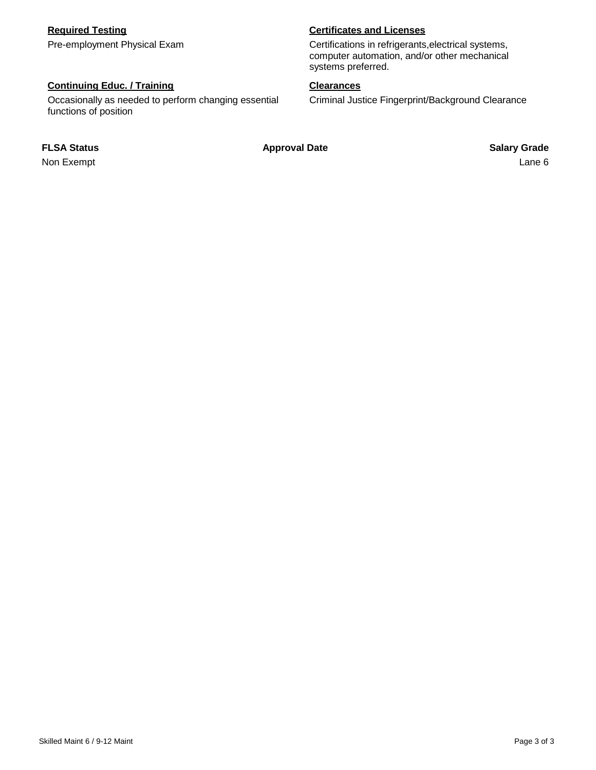**Required Testing**

Pre-employment Physical Exam

**Certificates and Licenses**

Certifications in refrigerants,electrical systems, computer automation, and/or other mechanical systems preferred.

**Continuing Educ. / Training**

Occasionally as needed to perform changing essential functions of position

**Clearances**

Criminal Justice Fingerprint/Background Clearance

| FLSA Status | Approval Date | Salary Grade |
|---|---|---|
| Non Exempt | | Lane 6 |